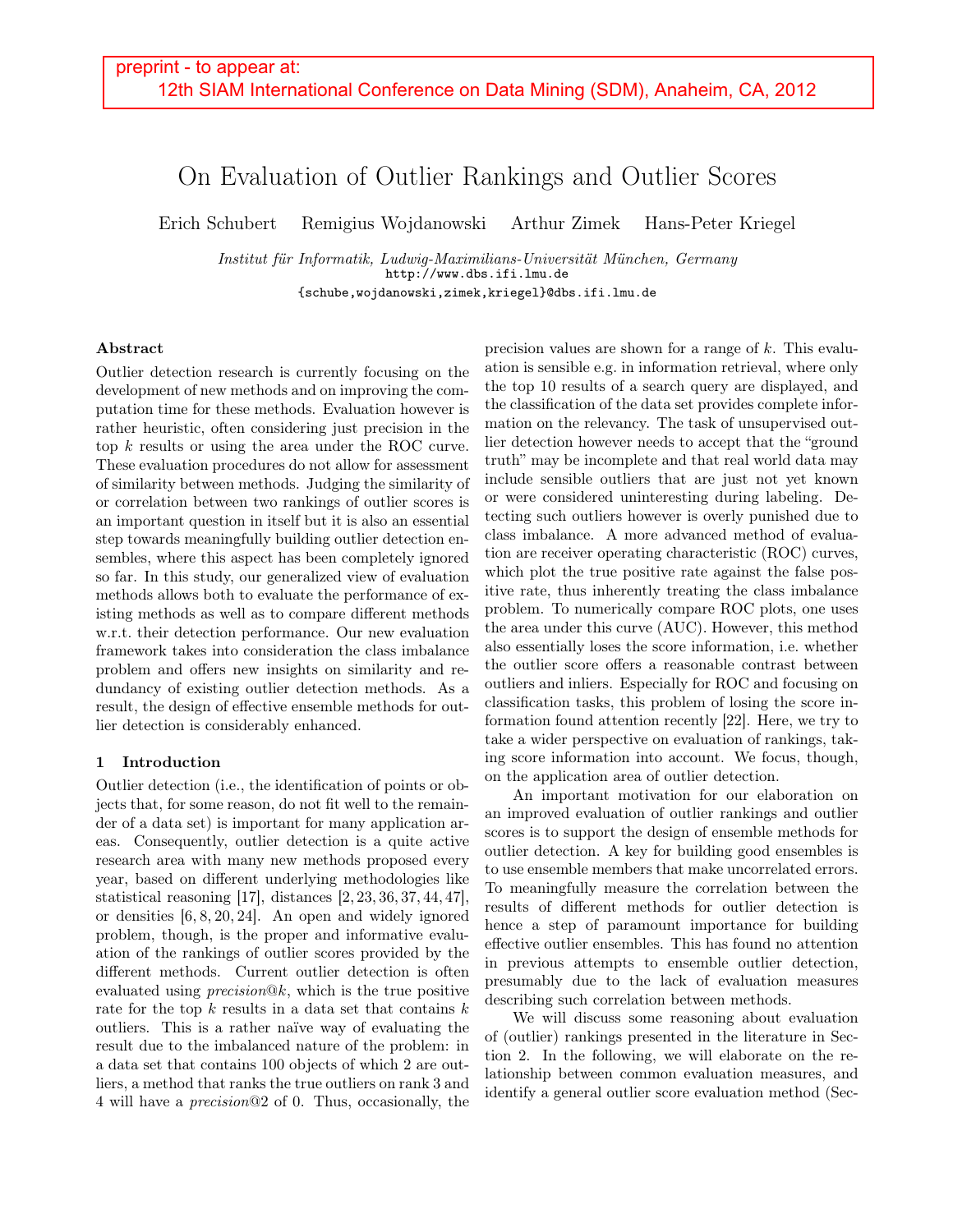preprint - to appear at:
12th SIAM International Conference on Data Mining (SDM), Anaheim, CA, 2012

# On Evaluation of Outlier Rankings and Outlier Scores

Erich Schubert   Remigius Wojdanowski   Arthur Zimek   Hans-Peter Kriegel

*Institut für Informatik, Ludwig-Maximilians-Universität München, Germany*
http://www.dbs.ifi.lmu.de
{schube,wojdanowski,zimek,kriegel}@dbs.ifi.lmu.de

### Abstract

Outlier detection research is currently focusing on the development of new methods and on improving the computation time for these methods. Evaluation however is rather heuristic, often considering just precision in the top $k$ results or using the area under the ROC curve. These evaluation procedures do not allow for assessment of similarity between methods. Judging the similarity of or correlation between two rankings of outlier scores is an important question in itself but it is also an essential step towards meaningfully building outlier detection ensembles, where this aspect has been completely ignored so far. In this study, our generalized view of evaluation methods allows both to evaluate the performance of existing methods as well as to compare different methods w.r.t. their detection performance. Our new evaluation framework takes into consideration the class imbalance problem and offers new insights on similarity and redundancy of existing outlier detection methods. As a result, the design of effective ensemble methods for outlier detection is considerably enhanced.

## 1 Introduction

Outlier detection (i.e., the identification of points or objects that, for some reason, do not fit well to the remainder of a data set) is important for many application areas. Consequently, outlier detection is a quite active research area with many new methods proposed every year, based on different underlying methodologies like statistical reasoning [17], distances [2, 23, 36, 37, 44, 47], or densities [6, 8, 20, 24]. An open and widely ignored problem, though, is the proper and informative evaluation of the rankings of outlier scores provided by the different methods. Current outlier detection is often evaluated using *precision*@*k*, which is the true positive rate for the top $k$ results in a data set that contains $k$ outliers. This is a rather naïve way of evaluating the result due to the imbalanced nature of the problem: in a data set that contains 100 objects of which 2 are outliers, a method that ranks the true outliers on rank 3 and 4 will have a *precision*@2 of 0. Thus, occasionally, the precision values are shown for a range of $k$. This evaluation is sensible e.g. in information retrieval, where only the top 10 results of a search query are displayed, and the classification of the data set provides complete information on the relevancy. The task of unsupervised outlier detection however needs to accept that the "ground truth" may be incomplete and that real world data may include sensible outliers that are just not yet known or were considered uninteresting during labeling. Detecting such outliers however is overly punished due to class imbalance. A more advanced method of evaluation are receiver operating characteristic (ROC) curves, which plot the true positive rate against the false positive rate, thus inherently treating the class imbalance problem. To numerically compare ROC plots, one uses the area under this curve (AUC). However, this method also essentially loses the score information, i.e. whether the outlier score offers a reasonable contrast between outliers and inliers. Especially for ROC and focusing on classification tasks, this problem of losing the score information found attention recently [22]. Here, we try to take a wider perspective on evaluation of rankings, taking score information into account. We focus, though, on the application area of outlier detection.

An important motivation for our elaboration on an improved evaluation of outlier rankings and outlier scores is to support the design of ensemble methods for outlier detection. A key for building good ensembles is to use ensemble members that make uncorrelated errors. To meaningfully measure the correlation between the results of different methods for outlier detection is hence a step of paramount importance for building effective outlier ensembles. This has found no attention in previous attempts to ensemble outlier detection, presumably due to the lack of evaluation measures describing such correlation between methods.

We will discuss some reasoning about evaluation of (outlier) rankings presented in the literature in Section 2. In the following, we will elaborate on the relationship between common evaluation measures, and identify a general outlier score evaluation method (Sec-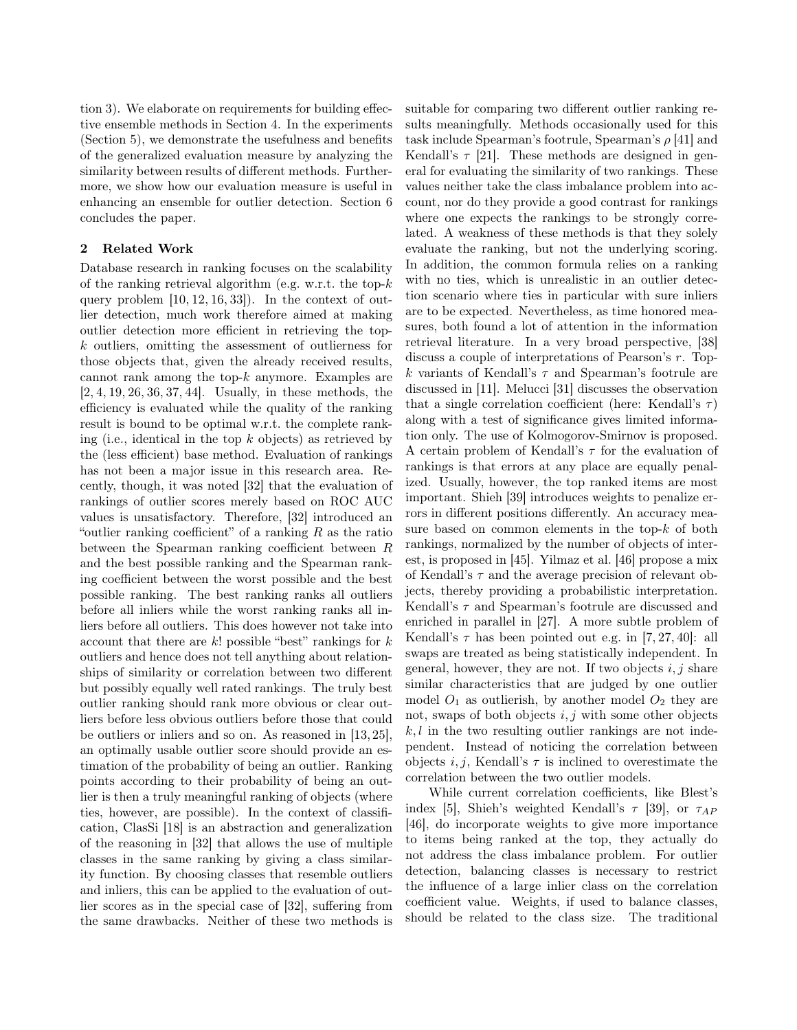tion 3). We elaborate on requirements for building effective ensemble methods in Section 4. In the experiments (Section 5), we demonstrate the usefulness and benefits of the generalized evaluation measure by analyzing the similarity between results of different methods. Furthermore, we show how our evaluation measure is useful in enhancing an ensemble for outlier detection. Section 6 concludes the paper.

## 2 Related Work

Database research in ranking focuses on the scalability of the ranking retrieval algorithm (e.g. w.r.t. the top-$k$ query problem [10, 12, 16, 33]). In the context of outlier detection, much work therefore aimed at making outlier detection more efficient in retrieving the top-$k$ outliers, omitting the assessment of outlierness for those objects that, given the already received results, cannot rank among the top-$k$ anymore. Examples are [2, 4, 19, 26, 36, 37, 44]. Usually, in these methods, the efficiency is evaluated while the quality of the ranking result is bound to be optimal w.r.t. the complete ranking (i.e., identical in the top $k$ objects) as retrieved by the (less efficient) base method. Evaluation of rankings has not been a major issue in this research area. Recently, though, it was noted [32] that the evaluation of rankings of outlier scores merely based on ROC AUC values is unsatisfactory. Therefore, [32] introduced an "outlier ranking coefficient" of a ranking $R$ as the ratio between the Spearman ranking coefficient between $R$ and the best possible ranking and the Spearman ranking coefficient between the worst possible and the best possible ranking. The best ranking ranks all outliers before all inliers while the worst ranking ranks all inliers before all outliers. This does however not take into account that there are $k!$ possible "best" rankings for $k$ outliers and hence does not tell anything about relationships of similarity or correlation between two different but possibly equally well rated rankings. The truly best outlier ranking should rank more obvious or clear outliers before less obvious outliers before those that could be outliers or inliers and so on. As reasoned in [13, 25], an optimally usable outlier score should provide an estimation of the probability of being an outlier. Ranking points according to their probability of being an outlier is then a truly meaningful ranking of objects (where ties, however, are possible). In the context of classification, ClasSi [18] is an abstraction and generalization of the reasoning in [32] that allows the use of multiple classes in the same ranking by giving a class similarity function. By choosing classes that resemble outliers and inliers, this can be applied to the evaluation of outlier scores as in the special case of [32], suffering from the same drawbacks. Neither of these two methods is suitable for comparing two different outlier ranking results meaningfully. Methods occasionally used for this task include Spearman's footrule, Spearman's $\rho$ [41] and Kendall's $\tau$ [21]. These methods are designed in general for evaluating the similarity of two rankings. These values neither take the class imbalance problem into account, nor do they provide a good contrast for rankings where one expects the rankings to be strongly correlated. A weakness of these methods is that they solely evaluate the ranking, but not the underlying scoring. In addition, the common formula relies on a ranking with no ties, which is unrealistic in an outlier detection scenario where ties in particular with sure inliers are to be expected. Nevertheless, as time honored measures, both found a lot of attention in the information retrieval literature. In a very broad perspective, [38] discuss a couple of interpretations of Pearson's $r$. Top-$k$ variants of Kendall's $\tau$ and Spearman's footrule are discussed in [11]. Melucci [31] discusses the observation that a single correlation coefficient (here: Kendall's $\tau$) along with a test of significance gives limited information only. The use of Kolmogorov-Smirnov is proposed. A certain problem of Kendall's $\tau$ for the evaluation of rankings is that errors at any place are equally penalized. Usually, however, the top ranked items are most important. Shieh [39] introduces weights to penalize errors in different positions differently. An accuracy measure based on common elements in the top-$k$ of both rankings, normalized by the number of objects of interest, is proposed in [45]. Yilmaz et al. [46] propose a mix of Kendall's $\tau$ and the average precision of relevant objects, thereby providing a probabilistic interpretation. Kendall's $\tau$ and Spearman's footrule are discussed and enriched in parallel in [27]. A more subtle problem of Kendall's $\tau$ has been pointed out e.g. in [7, 27, 40]: all swaps are treated as being statistically independent. In general, however, they are not. If two objects $i, j$ share similar characteristics that are judged by one outlier model $O_1$ as outlierish, by another model $O_2$ they are not, swaps of both objects $i, j$ with some other objects $k, l$ in the two resulting outlier rankings are not independent. Instead of noticing the correlation between objects $i, j$, Kendall's $\tau$ is inclined to overestimate the correlation between the two outlier models.

While current correlation coefficients, like Blest's index [5], Shieh's weighted Kendall's $\tau$ [39], or $\tau_{AP}$ [46], do incorporate weights to give more importance to items being ranked at the top, they actually do not address the class imbalance problem. For outlier detection, balancing classes is necessary to restrict the influence of a large inlier class on the correlation coefficient value. Weights, if used to balance classes, should be related to the class size. The traditional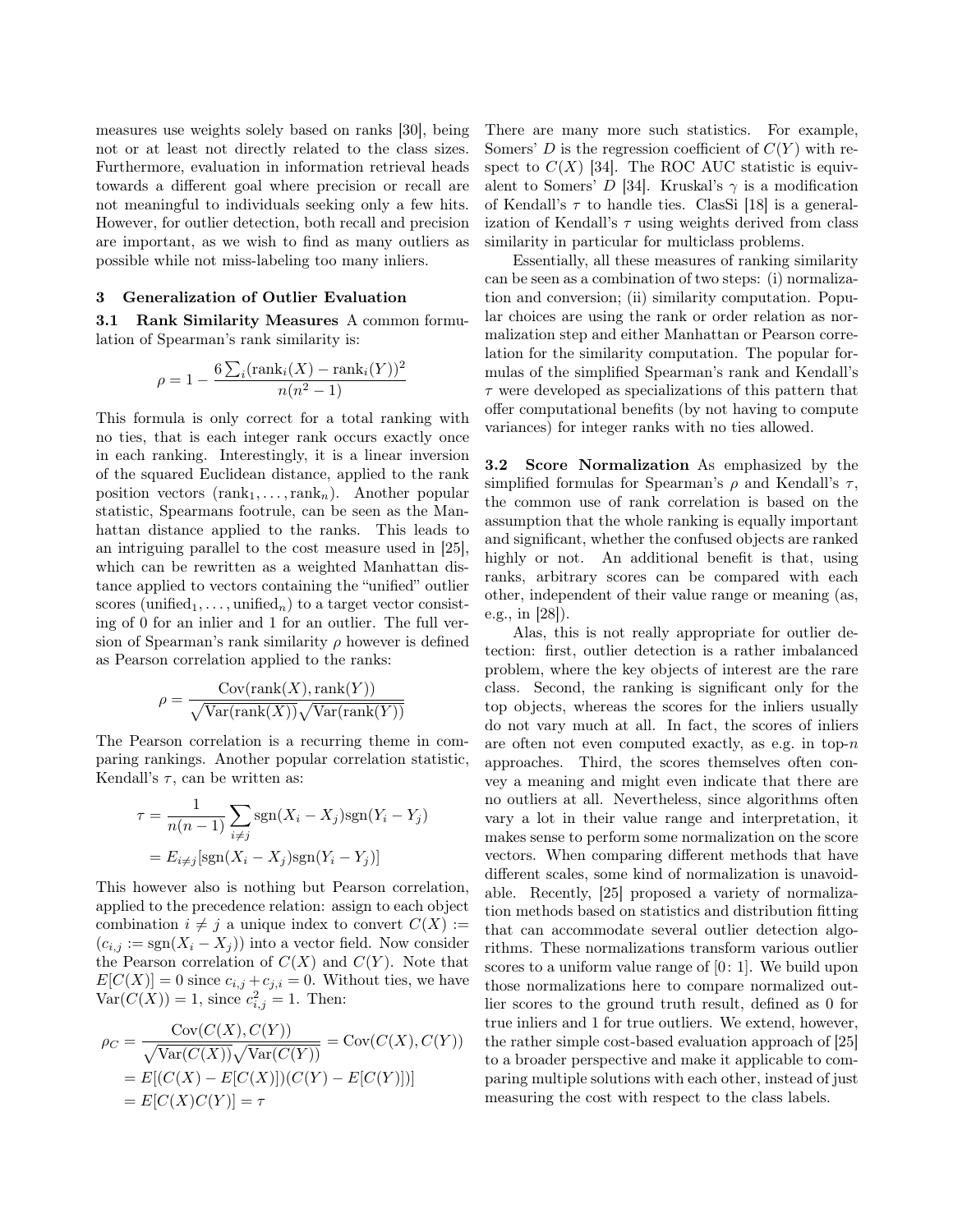measures use weights solely based on ranks [30], being not or at least not directly related to the class sizes. Furthermore, evaluation in information retrieval heads towards a different goal where precision or recall are not meaningful to individuals seeking only a few hits. However, for outlier detection, both recall and precision are important, as we wish to find as many outliers as possible while not miss-labeling too many inliers.

## 3 Generalization of Outlier Evaluation

### 3.1 Rank Similarity Measures

A common formulation of Spearman's rank similarity is:

$$\rho = 1 - \frac{6 \sum_i (\text{rank}_i(X) - \text{rank}_i(Y))^2}{n(n^2-1)}$$

This formula is only correct for a total ranking with no ties, that is each integer rank occurs exactly once in each ranking. Interestingly, it is a linear inversion of the squared Euclidean distance, applied to the rank position vectors $(\text{rank}_1, \ldots, \text{rank}_n)$. Another popular statistic, Spearmans footrule, can be seen as the Manhattan distance applied to the ranks. This leads to an intriguing parallel to the cost measure used in [25], which can be rewritten as a weighted Manhattan distance applied to vectors containing the "unified" outlier scores $(\text{unified}_1, \ldots, \text{unified}_n)$ to a target vector consisting of 0 for an inlier and 1 for an outlier. The full version of Spearman's rank similarity $\rho$ however is defined as Pearson correlation applied to the ranks:

$$\rho = \frac{\text{Cov}(\text{rank}(X), \text{rank}(Y))}{\sqrt{\text{Var}(\text{rank}(X))}\sqrt{\text{Var}(\text{rank}(Y))}}$$

The Pearson correlation is a recurring theme in comparing rankings. Another popular correlation statistic, Kendall's $\tau$, can be written as:

$$\tau = \frac{1}{n(n-1)} \sum_{i \neq j} \text{sgn}(X_i - X_j)\text{sgn}(Y_i - Y_j)$$
$$= E_{i \neq j}[\text{sgn}(X_i - X_j)\text{sgn}(Y_i - Y_j)]$$

This however also is nothing but Pearson correlation, applied to the precedence relation: assign to each object combination $i \neq j$ a unique index to convert $C(X) := (c_{i,j} := \text{sgn}(X_i - X_j))$ into a vector field. Now consider the Pearson correlation of $C(X)$ and $C(Y)$. Note that $E[C(X)] = 0$ since $c_{i,j} + c_{j,i} = 0$. Without ties, we have $\text{Var}(C(X)) = 1$, since $c_{i,j}^2 = 1$. Then:

$$\rho_C = \frac{\text{Cov}(C(X), C(Y))}{\sqrt{\text{Var}(C(X))}\sqrt{\text{Var}(C(Y))}} = \text{Cov}(C(X), C(Y))$$
$$= E[(C(X) - E[C(X)])(C(Y) - E[C(Y)])]$$
$$= E[C(X)C(Y)] = \tau$$

There are many more such statistics. For example, Somers' $D$ is the regression coefficient of $C(Y)$ with respect to $C(X)$ [34]. The ROC AUC statistic is equivalent to Somers' $D$ [34]. Kruskal's $\gamma$ is a modification of Kendall's $\tau$ to handle ties. ClasSi [18] is a generalization of Kendall's $\tau$ using weights derived from class similarity in particular for multiclass problems.

Essentially, all these measures of ranking similarity can be seen as a combination of two steps: (i) normalization and conversion; (ii) similarity computation. Popular choices are using the rank or order relation as normalization step and either Manhattan or Pearson correlation for the similarity computation. The popular formulas of the simplified Spearman's rank and Kendall's $\tau$ were developed as specializations of this pattern that offer computational benefits (by not having to compute variances) for integer ranks with no ties allowed.

### 3.2 Score Normalization

As emphasized by the simplified formulas for Spearman's $\rho$ and Kendall's $\tau$, the common use of rank correlation is based on the assumption that the whole ranking is equally important and significant, whether the confused objects are ranked highly or not. An additional benefit is that, using ranks, arbitrary scores can be compared with each other, independent of their value range or meaning (as, e.g., in [28]).

Alas, this is not really appropriate for outlier detection: first, outlier detection is a rather imbalanced problem, where the key objects of interest are the rare class. Second, the ranking is significant only for the top objects, whereas the scores for the inliers usually do not vary much at all. In fact, the scores of inliers are often not even computed exactly, as e.g. in top-$n$ approaches. Third, the scores themselves often convey a meaning and might even indicate that there are no outliers at all. Nevertheless, since algorithms often vary a lot in their value range and interpretation, it makes sense to perform some normalization on the score vectors. When comparing different methods that have different scales, some kind of normalization is unavoidable. Recently, [25] proposed a variety of normalization methods based on statistics and distribution fitting that can accommodate several outlier detection algorithms. These normalizations transform various outlier scores to a uniform value range of $[0:1]$. We build upon those normalizations here to compare normalized outlier scores to the ground truth result, defined as 0 for true inliers and 1 for true outliers. We extend, however, the rather simple cost-based evaluation approach of [25] to a broader perspective and make it applicable to comparing multiple solutions with each other, instead of just measuring the cost with respect to the class labels.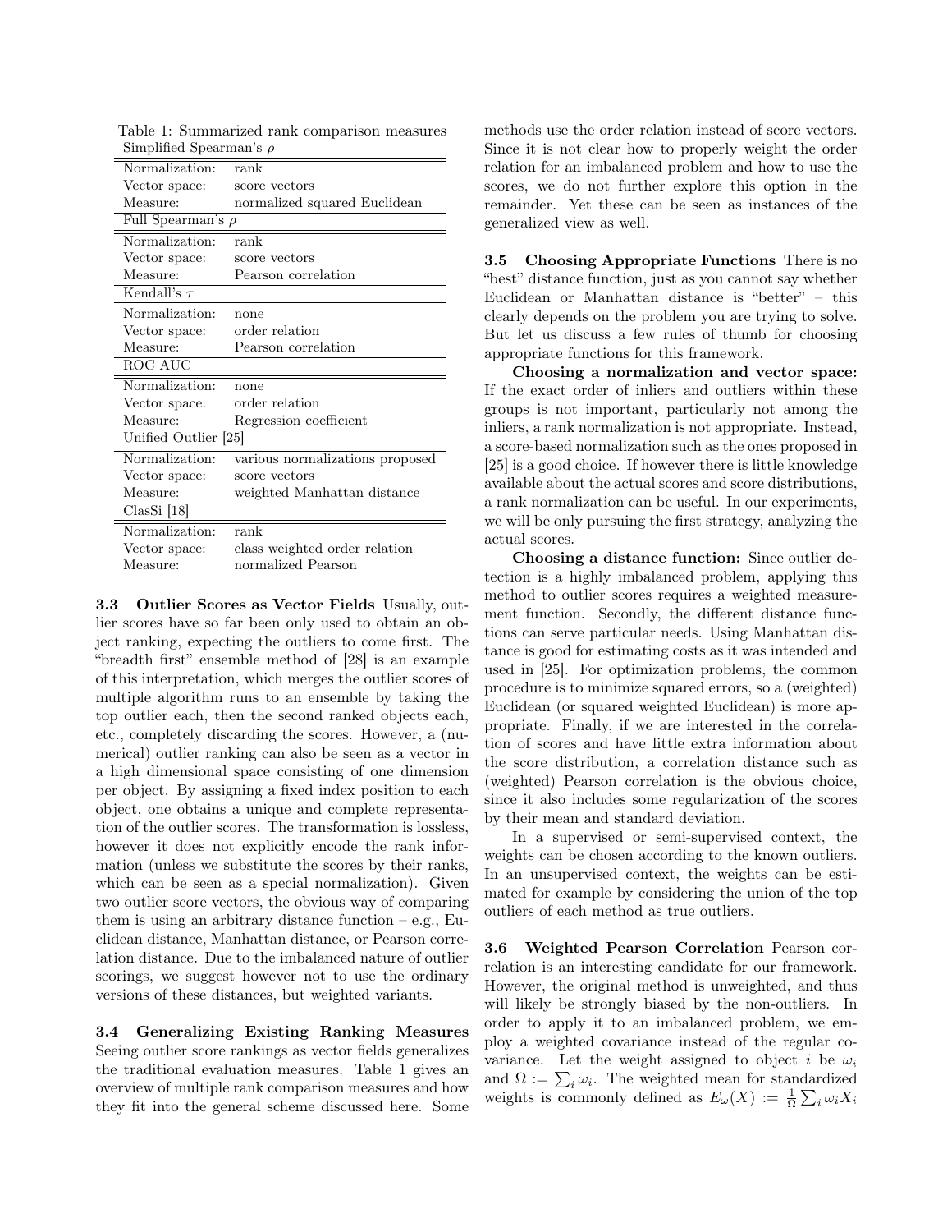Table 1: Summarized rank comparison measures

| | |
|---|---|
| Simplified Spearman's $\rho$ | |
| Normalization: | rank |
| Vector space: | score vectors |
| Measure: | normalized squared Euclidean |
| Full Spearman's $\rho$ | |
| Normalization: | rank |
| Vector space: | score vectors |
| Measure: | Pearson correlation |
| Kendall's $\tau$ | |
| Normalization: | none |
| Vector space: | order relation |
| Measure: | Pearson correlation |
| ROC AUC | |
| Normalization: | none |
| Vector space: | order relation |
| Measure: | Regression coefficient |
| Unified Outlier [25] | |
| Normalization: | various normalizations proposed |
| Vector space: | score vectors |
| Measure: | weighted Manhattan distance |
| ClasSi [18] | |
| Normalization: | rank |
| Vector space: | class weighted order relation |
| Measure: | normalized Pearson |

**3.3 Outlier Scores as Vector Fields** Usually, outlier scores have so far been only used to obtain an object ranking, expecting the outliers to come first. The "breadth first" ensemble method of [28] is an example of this interpretation, which merges the outlier scores of multiple algorithm runs to an ensemble by taking the top outlier each, then the second ranked objects each, etc., completely discarding the scores. However, a (numerical) outlier ranking can also be seen as a vector in a high dimensional space consisting of one dimension per object. By assigning a fixed index position to each object, one obtains a unique and complete representation of the outlier scores. The transformation is lossless, however it does not explicitly encode the rank information (unless we substitute the scores by their ranks, which can be seen as a special normalization). Given two outlier score vectors, the obvious way of comparing them is using an arbitrary distance function – e.g., Euclidean distance, Manhattan distance, or Pearson correlation distance. Due to the imbalanced nature of outlier scorings, we suggest however not to use the ordinary versions of these distances, but weighted variants.

**3.4 Generalizing Existing Ranking Measures** Seeing outlier score rankings as vector fields generalizes the traditional evaluation measures. Table 1 gives an overview of multiple rank comparison measures and how they fit into the general scheme discussed here. Some methods use the order relation instead of score vectors. Since it is not clear how to properly weight the order relation for an imbalanced problem and how to use the scores, we do not further explore this option in the remainder. Yet these can be seen as instances of the generalized view as well.

**3.5 Choosing Appropriate Functions** There is no "best" distance function, just as you cannot say whether Euclidean or Manhattan distance is "better" – this clearly depends on the problem you are trying to solve. But let us discuss a few rules of thumb for choosing appropriate functions for this framework.

**Choosing a normalization and vector space:** If the exact order of inliers and outliers within these groups is not important, particularly not among the inliers, a rank normalization is not appropriate. Instead, a score-based normalization such as the ones proposed in [25] is a good choice. If however there is little knowledge available about the actual scores and score distributions, a rank normalization can be useful. In our experiments, we will be only pursuing the first strategy, analyzing the actual scores.

**Choosing a distance function:** Since outlier detection is a highly imbalanced problem, applying this method to outlier scores requires a weighted measurement function. Secondly, the different distance functions can serve particular needs. Using Manhattan distance is good for estimating costs as it was intended and used in [25]. For optimization problems, the common procedure is to minimize squared errors, so a (weighted) Euclidean (or squared weighted Euclidean) is more appropriate. Finally, if we are interested in the correlation of scores and have little extra information about the score distribution, a correlation distance such as (weighted) Pearson correlation is the obvious choice, since it also includes some regularization of the scores by their mean and standard deviation.

In a supervised or semi-supervised context, the weights can be chosen according to the known outliers. In an unsupervised context, the weights can be estimated for example by considering the union of the top outliers of each method as true outliers.

**3.6 Weighted Pearson Correlation** Pearson correlation is an interesting candidate for our framework. However, the original method is unweighted, and thus will likely be strongly biased by the non-outliers. In order to apply it to an imbalanced problem, we employ a weighted covariance instead of the regular covariance. Let the weight assigned to object $i$ be $\omega_i$ and $\Omega := \sum_i \omega_i$. The weighted mean for standardized weights is commonly defined as $E_\omega(X) := \frac{1}{\Omega}\sum_i \omega_i X_i$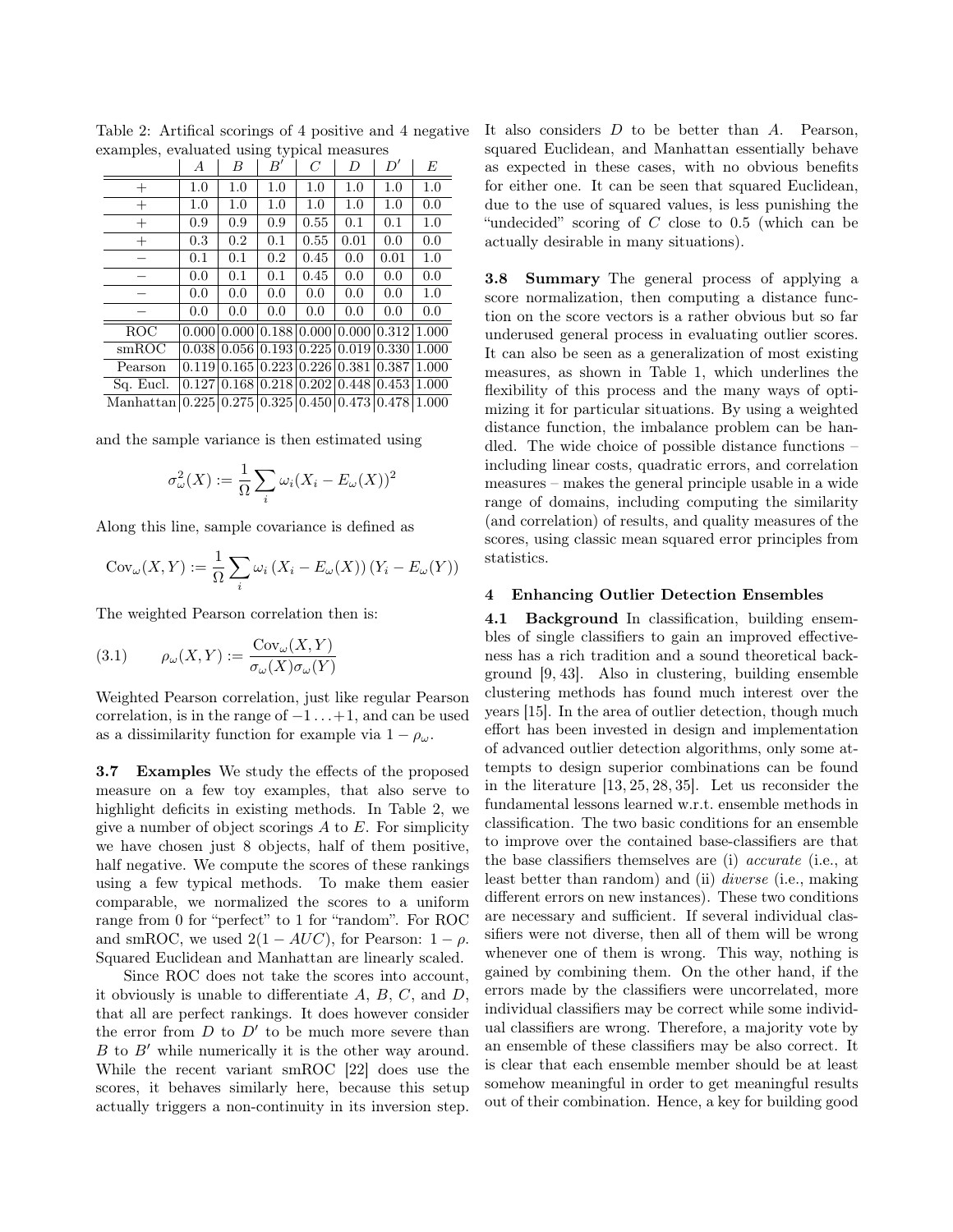Table 2: Artifical scorings of 4 positive and 4 negative examples, evaluated using typical measures

| | $A$ | $B$ | $B'$ | $C$ | $D$ | $D'$ | $E$ |
|---|---|---|---|---|---|---|---|
| + | 1.0 | 1.0 | 1.0 | 1.0 | 1.0 | 1.0 | 1.0 |
| + | 1.0 | 1.0 | 1.0 | 1.0 | 1.0 | 1.0 | 0.0 |
| + | 0.9 | 0.9 | 0.9 | 0.55 | 0.1 | 0.1 | 1.0 |
| + | 0.3 | 0.2 | 0.1 | 0.55 | 0.01 | 0.0 | 0.0 |
| − | 0.1 | 0.1 | 0.2 | 0.45 | 0.0 | 0.01 | 1.0 |
| − | 0.0 | 0.1 | 0.1 | 0.45 | 0.0 | 0.0 | 0.0 |
| − | 0.0 | 0.0 | 0.0 | 0.0 | 0.0 | 0.0 | 1.0 |
| − | 0.0 | 0.0 | 0.0 | 0.0 | 0.0 | 0.0 | 0.0 |
| ROC | 0.000 | 0.000 | 0.188 | 0.000 | 0.000 | 0.312 | 1.000 |
| smROC | 0.038 | 0.056 | 0.193 | 0.225 | 0.019 | 0.330 | 1.000 |
| Pearson | 0.119 | 0.165 | 0.223 | 0.226 | 0.381 | 0.387 | 1.000 |
| Sq. Eucl. | 0.127 | 0.168 | 0.218 | 0.202 | 0.448 | 0.453 | 1.000 |
| Manhattan | 0.225 | 0.275 | 0.325 | 0.450 | 0.473 | 0.478 | 1.000 |

and the sample variance is then estimated using

$$\sigma^2_\omega(X) := \frac{1}{\Omega}\sum_i \omega_i (X_i - E_\omega(X))^2$$

Along this line, sample covariance is defined as

$$\mathrm{Cov}_\omega(X,Y) := \frac{1}{\Omega}\sum_i \omega_i \left(X_i - E_\omega(X)\right)\left(Y_i - E_\omega(Y)\right)$$

The weighted Pearson correlation then is:

$$(3.1) \qquad \rho_\omega(X,Y) := \frac{\mathrm{Cov}_\omega(X,Y)}{\sigma_\omega(X)\sigma_\omega(Y)}$$

Weighted Pearson correlation, just like regular Pearson correlation, is in the range of $-1\ldots+1$, and can be used as a dissimilarity function for example via $1-\rho_\omega$.

**3.7 Examples** We study the effects of the proposed measure on a few toy examples, that also serve to highlight deficits in existing methods. In Table 2, we give a number of object scorings $A$ to $E$. For simplicity we have chosen just 8 objects, half of them positive, half negative. We compute the scores of these rankings using a few typical methods. To make them easier comparable, we normalized the scores to a uniform range from 0 for "perfect" to 1 for "random". For ROC and smROC, we used $2(1-AUC)$, for Pearson: $1-\rho$. Squared Euclidean and Manhattan are linearly scaled.

Since ROC does not take the scores into account, it obviously is unable to differentiate $A$, $B$, $C$, and $D$, that all are perfect rankings. It does however consider the error from $D$ to $D'$ to be much more severe than $B$ to $B'$ while numerically it is the other way around. While the recent variant smROC [22] does use the scores, it behaves similarly here, because this setup actually triggers a non-continuity in its inversion step. It also considers $D$ to be better than $A$. Pearson, squared Euclidean, and Manhattan essentially behave as expected in these cases, with no obvious benefits for either one. It can be seen that squared Euclidean, due to the use of squared values, is less punishing the "undecided" scoring of $C$ close to 0.5 (which can be actually desirable in many situations).

**3.8 Summary** The general process of applying a score normalization, then computing a distance function on the score vectors is a rather obvious but so far underused general process in evaluating outlier scores. It can also be seen as a generalization of most existing measures, as shown in Table 1, which underlines the flexibility of this process and the many ways of optimizing it for particular situations. By using a weighted distance function, the imbalance problem can be handled. The wide choice of possible distance functions – including linear costs, quadratic errors, and correlation measures – makes the general principle usable in a wide range of domains, including computing the similarity (and correlation) of results, and quality measures of the scores, using classic mean squared error principles from statistics.

## 4 Enhancing Outlier Detection Ensembles

**4.1 Background** In classification, building ensembles of single classifiers to gain an improved effectiveness has a rich tradition and a sound theoretical background [9, 43]. Also in clustering, building ensemble clustering methods has found much interest over the years [15]. In the area of outlier detection, though much effort has been invested in design and implementation of advanced outlier detection algorithms, only some attempts to design superior combinations can be found in the literature [13, 25, 28, 35]. Let us reconsider the fundamental lessons learned w.r.t. ensemble methods in classification. The two basic conditions for an ensemble to improve over the contained base-classifiers are that the base classifiers themselves are (i) *accurate* (i.e., at least better than random) and (ii) *diverse* (i.e., making different errors on new instances). These two conditions are necessary and sufficient. If several individual classifiers were not diverse, then all of them will be wrong whenever one of them is wrong. This way, nothing is gained by combining them. On the other hand, if the errors made by the classifiers were uncorrelated, more individual classifiers may be correct while some individual classifiers are wrong. Therefore, a majority vote by an ensemble of these classifiers may be also correct. It is clear that each ensemble member should be at least somehow meaningful in order to get meaningful results out of their combination. Hence, a key for building good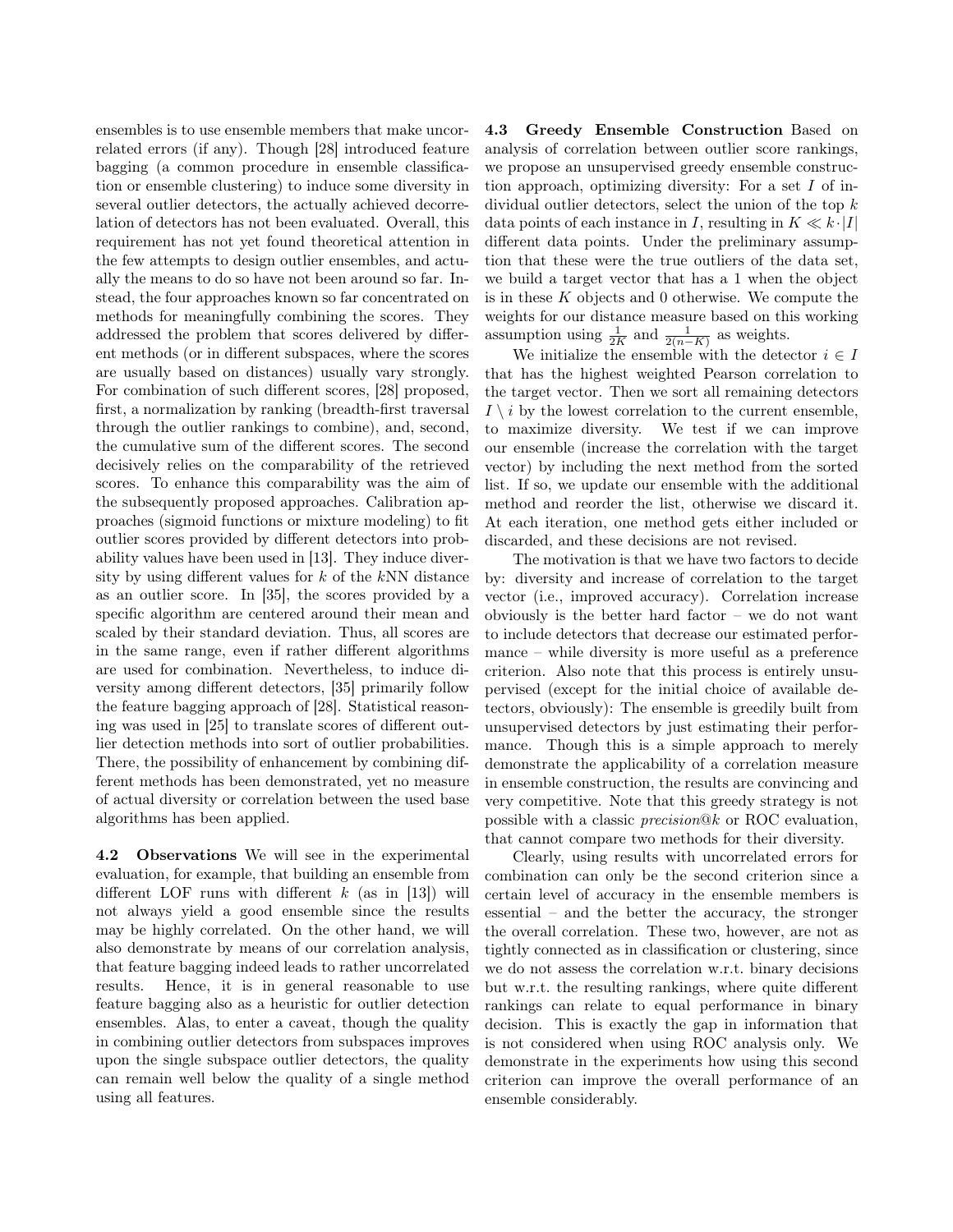ensembles is to use ensemble members that make uncorrelated errors (if any). Though [28] introduced feature bagging (a common procedure in ensemble classification or ensemble clustering) to induce some diversity in several outlier detectors, the actually achieved decorrelation of detectors has not been evaluated. Overall, this requirement has not yet found theoretical attention in the few attempts to design outlier ensembles, and actually the means to do so have not been around so far. Instead, the four approaches known so far concentrated on methods for meaningfully combining the scores. They addressed the problem that scores delivered by different methods (or in different subspaces, where the scores are usually based on distances) usually vary strongly. For combination of such different scores, [28] proposed, first, a normalization by ranking (breadth-first traversal through the outlier rankings to combine), and, second, the cumulative sum of the different scores. The second decisively relies on the comparability of the retrieved scores. To enhance this comparability was the aim of the subsequently proposed approaches. Calibration approaches (sigmoid functions or mixture modeling) to fit outlier scores provided by different detectors into probability values have been used in [13]. They induce diversity by using different values for $k$ of the $k$NN distance as an outlier score. In [35], the scores provided by a specific algorithm are centered around their mean and scaled by their standard deviation. Thus, all scores are in the same range, even if rather different algorithms are used for combination. Nevertheless, to induce diversity among different detectors, [35] primarily follow the feature bagging approach of [28]. Statistical reasoning was used in [25] to translate scores of different outlier detection methods into sort of outlier probabilities. There, the possibility of enhancement by combining different methods has been demonstrated, yet no measure of actual diversity or correlation between the used base algorithms has been applied.

**4.2 Observations** We will see in the experimental evaluation, for example, that building an ensemble from different LOF runs with different $k$ (as in [13]) will not always yield a good ensemble since the results may be highly correlated. On the other hand, we will also demonstrate by means of our correlation analysis, that feature bagging indeed leads to rather uncorrelated results. Hence, it is in general reasonable to use feature bagging also as a heuristic for outlier detection ensembles. Alas, to enter a caveat, though the quality in combining outlier detectors from subspaces improves upon the single subspace outlier detectors, the quality can remain well below the quality of a single method using all features.

**4.3 Greedy Ensemble Construction** Based on analysis of correlation between outlier score rankings, we propose an unsupervised greedy ensemble construction approach, optimizing diversity: For a set $I$ of individual outlier detectors, select the union of the top $k$ data points of each instance in $I$, resulting in $K \ll k \cdot |I|$ different data points. Under the preliminary assumption that these were the true outliers of the data set, we build a target vector that has a 1 when the object is in these $K$ objects and 0 otherwise. We compute the weights for our distance measure based on this working assumption using $\frac{1}{2K}$ and $\frac{1}{2(n-K)}$ as weights.

We initialize the ensemble with the detector $i \in I$ that has the highest weighted Pearson correlation to the target vector. Then we sort all remaining detectors $I \setminus i$ by the lowest correlation to the current ensemble, to maximize diversity. We test if we can improve our ensemble (increase the correlation with the target vector) by including the next method from the sorted list. If so, we update our ensemble with the additional method and reorder the list, otherwise we discard it. At each iteration, one method gets either included or discarded, and these decisions are not revised.

The motivation is that we have two factors to decide by: diversity and increase of correlation to the target vector (i.e., improved accuracy). Correlation increase obviously is the better hard factor – we do not want to include detectors that decrease our estimated performance – while diversity is more useful as a preference criterion. Also note that this process is entirely unsupervised (except for the initial choice of available detectors, obviously): The ensemble is greedily built from unsupervised detectors by just estimating their performance. Though this is a simple approach to merely demonstrate the applicability of a correlation measure in ensemble construction, the results are convincing and very competitive. Note that this greedy strategy is not possible with a classic *precision@k* or ROC evaluation, that cannot compare two methods for their diversity.

Clearly, using results with uncorrelated errors for combination can only be the second criterion since a certain level of accuracy in the ensemble members is essential – and the better the accuracy, the stronger the overall correlation. These two, however, are not as tightly connected as in classification or clustering, since we do not assess the correlation w.r.t. binary decisions but w.r.t. the resulting rankings, where quite different rankings can relate to equal performance in binary decision. This is exactly the gap in information that is not considered when using ROC analysis only. We demonstrate in the experiments how using this second criterion can improve the overall performance of an ensemble considerably.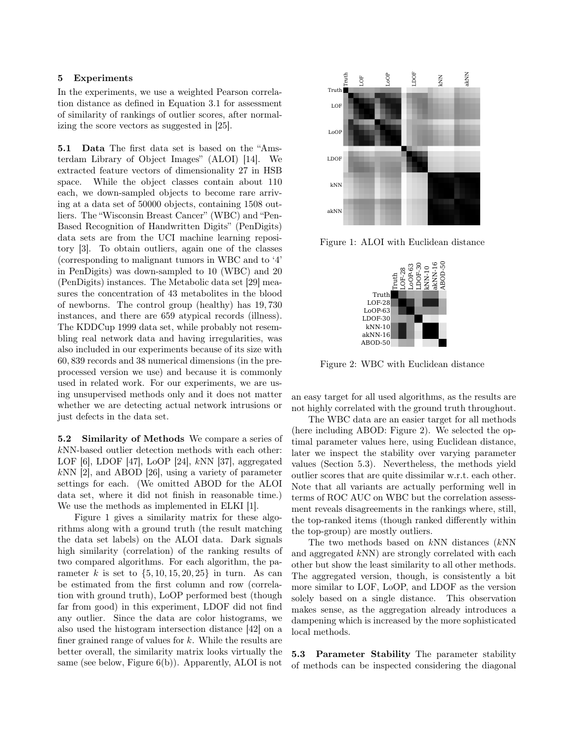## 5 Experiments

In the experiments, we use a weighted Pearson correlation distance as defined in Equation 3.1 for assessment of similarity of rankings of outlier scores, after normalizing the score vectors as suggested in [25].

**5.1 Data** The first data set is based on the "Amsterdam Library of Object Images" (ALOI) [14]. We extracted feature vectors of dimensionality 27 in HSB space. While the object classes contain about 110 each, we down-sampled objects to become rare arriving at a data set of 50000 objects, containing 1508 outliers. The "Wisconsin Breast Cancer" (WBC) and "Pen-Based Recognition of Handwritten Digits" (PenDigits) data sets are from the UCI machine learning repository [3]. To obtain outliers, again one of the classes (corresponding to malignant tumors in WBC and to '4' in PenDigits) was down-sampled to 10 (WBC) and 20 (PenDigits) instances. The Metabolic data set [29] measures the concentration of 43 metabolites in the blood of newborns. The control group (healthy) has 19,730 instances, and there are 659 atypical records (illness). The KDDCup 1999 data set, while probably not resembling real network data and having irregularities, was also included in our experiments because of its size with 60,839 records and 38 numerical dimensions (in the preprocessed version we use) and because it is commonly used in related work. For our experiments, we are using unsupervised methods only and it does not matter whether we are detecting actual network intrusions or just defects in the data set.

**5.2 Similarity of Methods** We compare a series of $k$NN-based outlier detection methods with each other: LOF [6], LDOF [47], LoOP [24], $k$NN [37], aggregated $k$NN [2], and ABOD [26], using a variety of parameter settings for each. (We omitted ABOD for the ALOI data set, where it did not finish in reasonable time.) We use the methods as implemented in ELKI [1].

Figure 1 gives a similarity matrix for these algorithms along with a ground truth (the result matching the data set labels) on the ALOI data. Dark signals high similarity (correlation) of the ranking results of two compared algorithms. For each algorithm, the parameter $k$ is set to $\{5, 10, 15, 20, 25\}$ in turn. As can be estimated from the first column and row (correlation with ground truth), LoOP performed best (though far from good) in this experiment, LDOF did not find any outlier. Since the data are color histograms, we also used the histogram intersection distance [42] on a finer grained range of values for $k$. While the results are better overall, the similarity matrix looks virtually the same (see below, Figure 6(b)). Apparently, ALOI is not an easy target for all used algorithms, as the results are not highly correlated with the ground truth throughout.

Figure 1: ALOI with Euclidean distance

Figure 2: WBC with Euclidean distance

The WBC data are an easier target for all methods (here including ABOD: Figure 2). We selected the optimal parameter values here, using Euclidean distance, later we inspect the stability over varying parameter values (Section 5.3). Nevertheless, the methods yield outlier scores that are quite dissimilar w.r.t. each other. Note that all variants are actually performing well in terms of ROC AUC on WBC but the correlation assessment reveals disagreements in the rankings where, still, the top-ranked items (though ranked differently within the top-group) are mostly outliers.

The two methods based on $k$NN distances ($k$NN and aggregated $k$NN) are strongly correlated with each other but show the least similarity to all other methods. The aggregated version, though, is consistently a bit more similar to LOF, LoOP, and LDOF as the version solely based on a single distance. This observation makes sense, as the aggregation already introduces a dampening which is increased by the more sophisticated local methods.

**5.3 Parameter Stability** The parameter stability of methods can be inspected considering the diagonal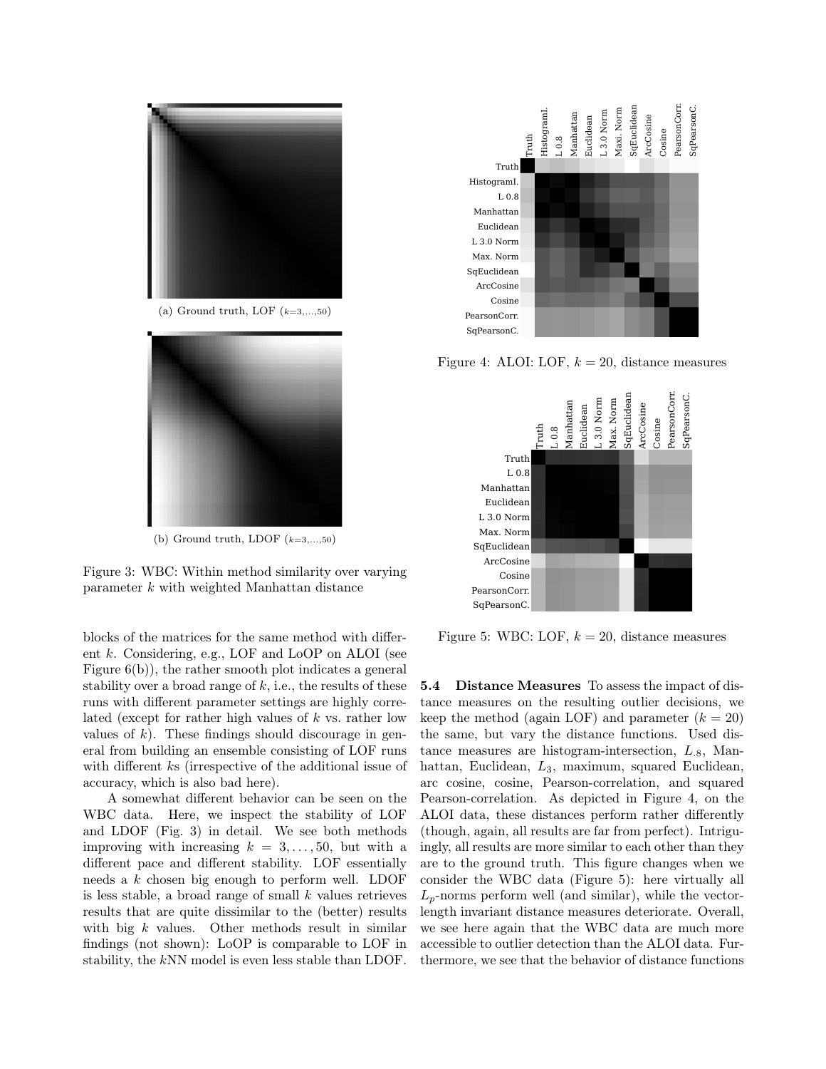(a) Ground truth, LOF ($k$=3,...,50)

(b) Ground truth, LDOF ($k$=3,...,50)

Figure 3: WBC: Within method similarity over varying parameter $k$ with weighted Manhattan distance

Figure 4: ALOI: LOF, $k = 20$, distance measures

Figure 5: WBC: LOF, $k = 20$, distance measures

blocks of the matrices for the same method with different $k$. Considering, e.g., LOF and LoOP on ALOI (see Figure 6(b)), the rather smooth plot indicates a general stability over a broad range of $k$, i.e., the results of these runs with different parameter settings are highly correlated (except for rather high values of $k$ vs. rather low values of $k$). These findings should discourage in general from building an ensemble consisting of LOF runs with different $k$s (irrespective of the additional issue of accuracy, which is also bad here).

A somewhat different behavior can be seen on the WBC data. Here, we inspect the stability of LOF and LDOF (Fig. 3) in detail. We see both methods improving with increasing $k = 3, \ldots, 50$, but with a different pace and different stability. LOF essentially needs a $k$ chosen big enough to perform well. LDOF is less stable, a broad range of small $k$ values retrieves results that are quite dissimilar to the (better) results with big $k$ values. Other methods result in similar findings (not shown): LoOP is comparable to LOF in stability, the $k$NN model is even less stable than LDOF.

**5.4 Distance Measures** To assess the impact of distance measures on the resulting outlier decisions, we keep the method (again LOF) and parameter ($k = 20$) the same, but vary the distance functions. Used distance measures are histogram-intersection, $L_{.8}$, Manhattan, Euclidean, $L_3$, maximum, squared Euclidean, arc cosine, cosine, Pearson-correlation, and squared Pearson-correlation. As depicted in Figure 4, on the ALOI data, these distances perform rather differently (though, again, all results are far from perfect). Intriguingly, all results are more similar to each other than they are to the ground truth. This figure changes when we consider the WBC data (Figure 5): here virtually all $L_p$-norms perform well (and similar), while the vector-length invariant distance measures deteriorate. Overall, we see here again that the WBC data are much more accessible to outlier detection than the ALOI data. Furthermore, we see that the behavior of distance functions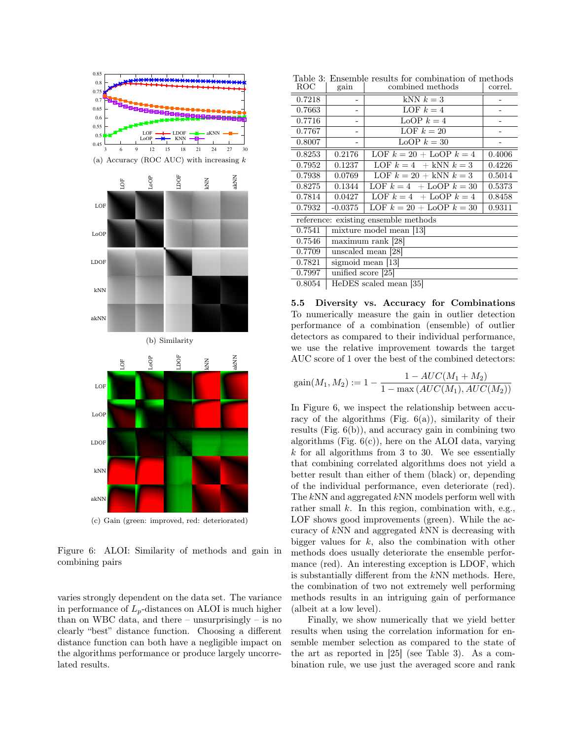(a) Accuracy (ROC AUC) with increasing $k$

(b) Similarity

(c) Gain (green: improved, red: deteriorated)

Figure 6: ALOI: Similarity of methods and gain in combining pairs

varies strongly dependent on the data set. The variance in performance of $L_p$-distances on ALOI is much higher than on WBC data, and there – unsurprisingly – is no clearly "best" distance function. Choosing a different distance function can both have a negligible impact on the algorithms performance or produce largely uncorrelated results.

Table 3: Ensemble results for combination of methods

| ROC | gain | combined methods | correl. |
|---|---|---|---|
| 0.7218 | - | kNN $k = 3$ | - |
| 0.7663 | - | LOF $k = 4$ | - |
| 0.7716 | - | LoOP $k = 4$ | - |
| 0.7767 | - | LOF $k = 20$ | - |
| 0.8007 | - | LoOP $k = 30$ | - |
| 0.8253 | 0.2176 | LOF $k = 20$ + LoOP $k = 4$ | 0.4006 |
| 0.7952 | 0.1237 | LOF $k = 4$ + kNN $k = 3$ | 0.4226 |
| 0.7938 | 0.0769 | LOF $k = 20$ + kNN $k = 3$ | 0.5014 |
| 0.8275 | 0.1344 | LOF $k = 4$ + LoOP $k = 30$ | 0.5373 |
| 0.7814 | 0.0427 | LOF $k = 4$ + LoOP $k = 4$ | 0.8458 |
| 0.7932 | -0.0375 | LOF $k = 20$ + LoOP $k = 30$ | 0.9311 |
| reference: existing ensemble methods | | | |
| 0.7541 | mixture model mean [13] | | |
| 0.7546 | maximum rank [28] | | |
| 0.7709 | unscaled mean [28] | | |
| 0.7821 | sigmoid mean [13] | | |
| 0.7997 | unified score [25] | | |
| 0.8054 | HeDES scaled mean [35] | | |

### 5.5 Diversity vs. Accuracy for Combinations

To numerically measure the gain in outlier detection performance of a combination (ensemble) of outlier detectors as compared to their individual performance, we use the relative improvement towards the target AUC score of 1 over the best of the combined detectors:

$$\text{gain}(M_1, M_2) := 1 - \frac{1 - AUC(M_1 + M_2)}{1 - \max\left(AUC(M_1), AUC(M_2)\right)}$$

In Figure 6, we inspect the relationship between accuracy of the algorithms (Fig. 6(a)), similarity of their results (Fig. 6(b)), and accuracy gain in combining two algorithms (Fig. 6(c)), here on the ALOI data, varying $k$ for all algorithms from 3 to 30. We see essentially that combining correlated algorithms does not yield a better result than either of them (black) or, depending of the individual performance, even deteriorate (red). The $k$NN and aggregated $k$NN models perform well with rather small $k$. In this region, combination with, e.g., LOF shows good improvements (green). While the accuracy of $k$NN and aggregated $k$NN is decreasing with bigger values for $k$, also the combination with other methods does usually deteriorate the ensemble performance (red). An interesting exception is LDOF, which is substantially different from the $k$NN methods. Here, the combination of two not extremely well performing methods results in an intriguing gain of performance (albeit at a low level).

Finally, we show numerically that we yield better results when using the correlation information for ensemble member selection as compared to the state of the art as reported in [25] (see Table 3). As a combination rule, we use just the averaged score and rank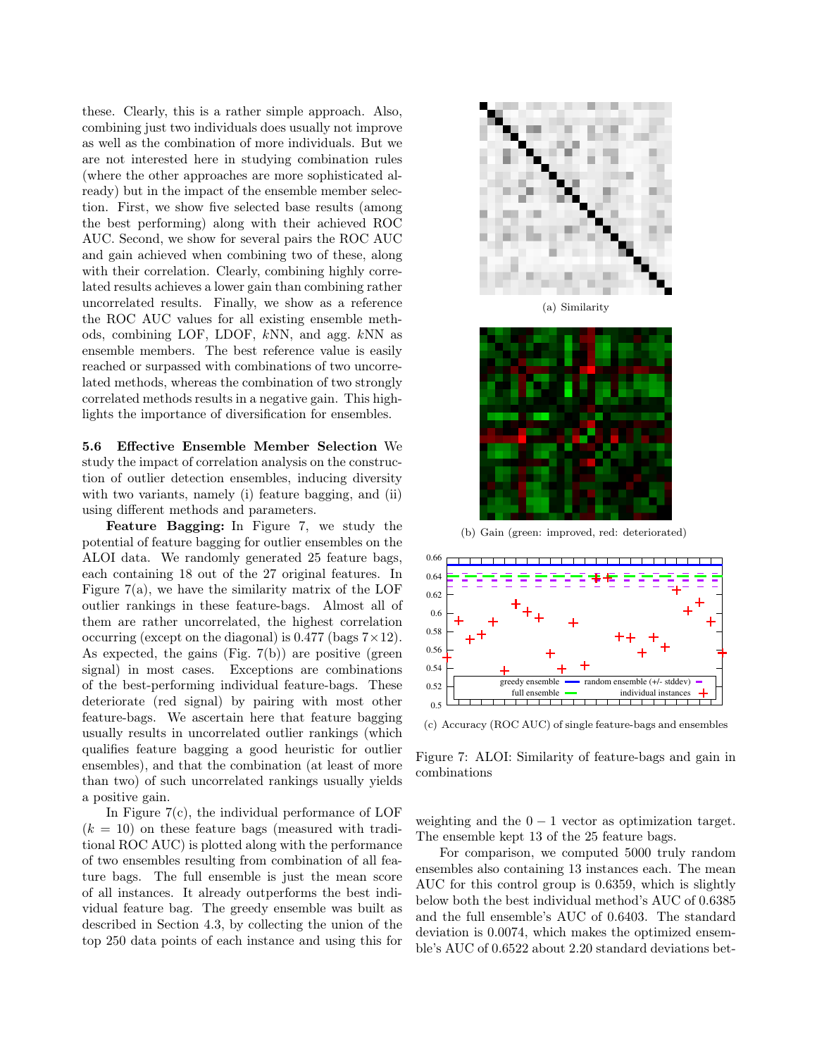these. Clearly, this is a rather simple approach. Also, combining just two individuals does usually not improve as well as the combination of more individuals. But we are not interested here in studying combination rules (where the other approaches are more sophisticated already) but in the impact of the ensemble member selection. First, we show five selected base results (among the best performing) along with their achieved ROC AUC. Second, we show for several pairs the ROC AUC and gain achieved when combining two of these, along with their correlation. Clearly, combining highly correlated results achieves a lower gain than combining rather uncorrelated results. Finally, we show as a reference the ROC AUC values for all existing ensemble methods, combining LOF, LDOF, $k$NN, and agg. $k$NN as ensemble members. The best reference value is easily reached or surpassed with combinations of two uncorrelated methods, whereas the combination of two strongly correlated methods results in a negative gain. This highlights the importance of diversification for ensembles.

**5.6 Effective Ensemble Member Selection** We study the impact of correlation analysis on the construction of outlier detection ensembles, inducing diversity with two variants, namely (i) feature bagging, and (ii) using different methods and parameters.

**Feature Bagging:** In Figure 7, we study the potential of feature bagging for outlier ensembles on the ALOI data. We randomly generated 25 feature bags, each containing 18 out of the 27 original features. In Figure 7(a), we have the similarity matrix of the LOF outlier rankings in these feature-bags. Almost all of them are rather uncorrelated, the highest correlation occurring (except on the diagonal) is 0.477 (bags $7 \times 12$). As expected, the gains (Fig. 7(b)) are positive (green signal) in most cases. Exceptions are combinations of the best-performing individual feature-bags. These deteriorate (red signal) by pairing with most other feature-bags. We ascertain here that feature bagging usually results in uncorrelated outlier rankings (which qualifies feature bagging a good heuristic for outlier ensembles), and that the combination (at least of more than two) of such uncorrelated rankings usually yields a positive gain.

In Figure 7(c), the individual performance of LOF ($k = 10$) on these feature bags (measured with traditional ROC AUC) is plotted along with the performance of two ensembles resulting from combination of all feature bags. The full ensemble is just the mean score of all instances. It already outperforms the best individual feature bag. The greedy ensemble was built as described in Section 4.3, by collecting the union of the top 250 data points of each instance and using this for weighting and the $0-1$ vector as optimization target. The ensemble kept 13 of the 25 feature bags.

(a) Similarity

(b) Gain (green: improved, red: deteriorated)

(c) Accuracy (ROC AUC) of single feature-bags and ensembles

Figure 7: ALOI: Similarity of feature-bags and gain in combinations

For comparison, we computed 5000 truly random ensembles also containing 13 instances each. The mean AUC for this control group is 0.6359, which is slightly below both the best individual method's AUC of 0.6385 and the full ensemble's AUC of 0.6403. The standard deviation is 0.0074, which makes the optimized ensemble's AUC of 0.6522 about 2.20 standard deviations bet-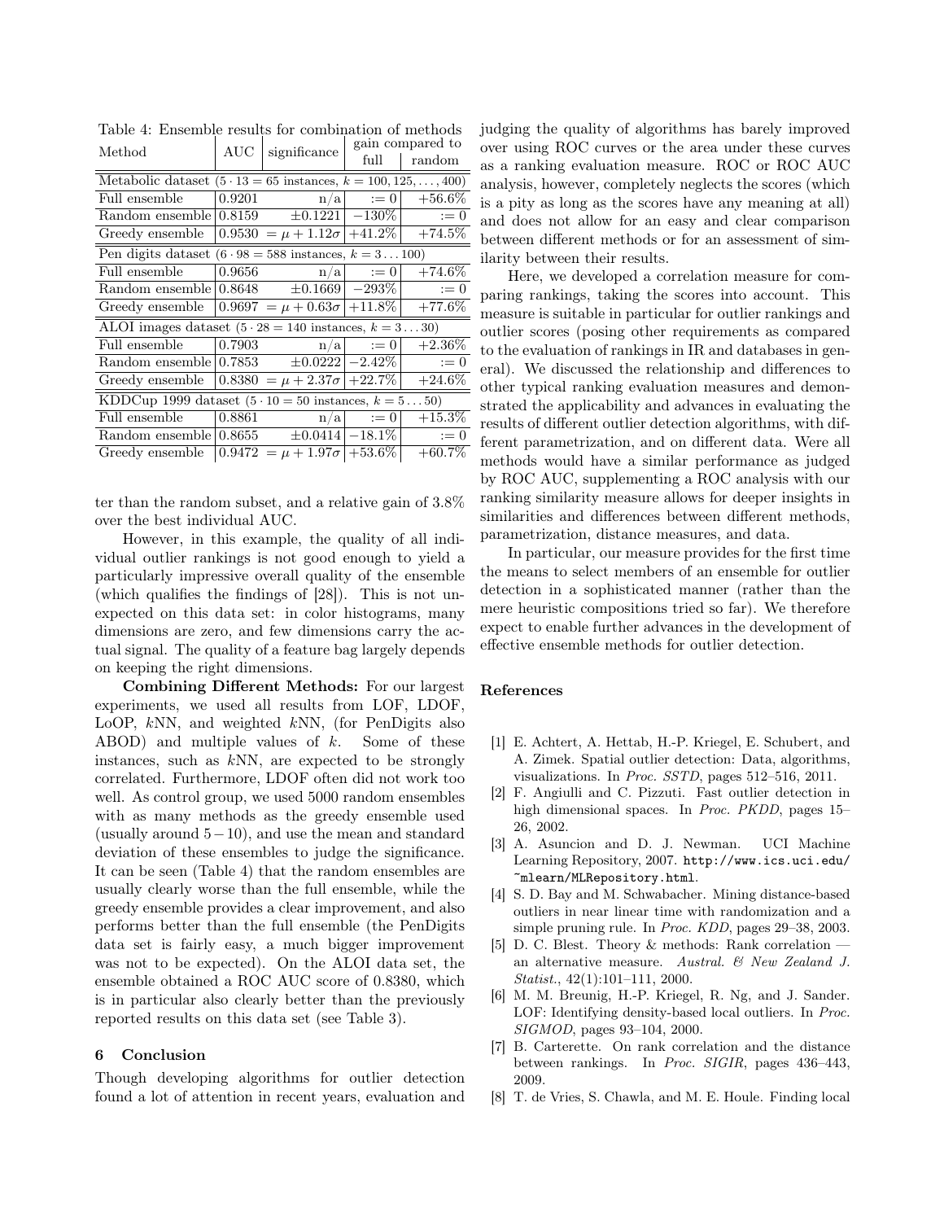Table 4: Ensemble results for combination of methods

| Method | AUC | significance | gain compared to full | gain compared to random |
|---|---|---|---|---|
| Metabolic dataset ($5 \cdot 13 = 65$ instances, $k = 100, 125, \ldots, 400$) | | | | |
| Full ensemble | 0.9201 | n/a | $:= 0$ | +56.6% |
| Random ensemble | 0.8159 | $\pm 0.1221$ | −130% | $:= 0$ |
| Greedy ensemble | 0.9530 | $= \mu + 1.12\sigma$ | +41.2% | +74.5% |
| Pen digits dataset ($6 \cdot 98 = 588$ instances, $k = 3 \ldots 100$) | | | | |
| Full ensemble | 0.9656 | n/a | $:= 0$ | +74.6% |
| Random ensemble | 0.8648 | $\pm 0.1669$ | −293% | $:= 0$ |
| Greedy ensemble | 0.9697 | $= \mu + 0.63\sigma$ | +11.8% | +77.6% |
| ALOI images dataset ($5 \cdot 28 = 140$ instances, $k = 3 \ldots 30$) | | | | |
| Full ensemble | 0.7903 | n/a | $:= 0$ | +2.36% |
| Random ensemble | 0.7853 | $\pm 0.0222$ | −2.42% | $:= 0$ |
| Greedy ensemble | 0.8380 | $= \mu + 2.37\sigma$ | +22.7% | +24.6% |
| KDDCup 1999 dataset ($5 \cdot 10 = 50$ instances, $k = 5 \ldots 50$) | | | | |
| Full ensemble | 0.8861 | n/a | $:= 0$ | +15.3% |
| Random ensemble | 0.8655 | $\pm 0.0414$ | −18.1% | $:= 0$ |
| Greedy ensemble | 0.9472 | $= \mu + 1.97\sigma$ | +53.6% | +60.7% |

ter than the random subset, and a relative gain of 3.8% over the best individual AUC.

However, in this example, the quality of all individual outlier rankings is not good enough to yield a particularly impressive overall quality of the ensemble (which qualifies the findings of [28]). This is not unexpected on this data set: in color histograms, many dimensions are zero, and few dimensions carry the actual signal. The quality of a feature bag largely depends on keeping the right dimensions.

**Combining Different Methods:** For our largest experiments, we used all results from LOF, LDOF, LoOP, $k$NN, and weighted $k$NN, (for PenDigits also ABOD) and multiple values of $k$. Some of these instances, such as $k$NN, are expected to be strongly correlated. Furthermore, LDOF often did not work too well. As control group, we used 5000 random ensembles with as many methods as the greedy ensemble used (usually around $5-10$), and use the mean and standard deviation of these ensembles to judge the significance. It can be seen (Table 4) that the random ensembles are usually clearly worse than the full ensemble, while the greedy ensemble provides a clear improvement, and also performs better than the full ensemble (the PenDigits data set is fairly easy, a much bigger improvement was not to be expected). On the ALOI data set, the ensemble obtained a ROC AUC score of 0.8380, which is in particular also clearly better than the previously reported results on this data set (see Table 3).

## 6 Conclusion

Though developing algorithms for outlier detection found a lot of attention in recent years, evaluation and judging the quality of algorithms has barely improved over using ROC curves or the area under these curves as a ranking evaluation measure. ROC or ROC AUC analysis, however, completely neglects the scores (which is a pity as long as the scores have any meaning at all) and does not allow for an easy and clear comparison between different methods or for an assessment of similarity between their results.

Here, we developed a correlation measure for comparing rankings, taking the scores into account. This measure is suitable in particular for outlier rankings and outlier scores (posing other requirements as compared to the evaluation of rankings in IR and databases in general). We discussed the relationship and differences to other typical ranking evaluation measures and demonstrated the applicability and advances in evaluating the results of different outlier detection algorithms, with different parametrization, and on different data. Were all methods would have a similar performance as judged by ROC AUC, supplementing a ROC analysis with our ranking similarity measure allows for deeper insights in similarities and differences between different methods, parametrization, distance measures, and data.

In particular, our measure provides for the first time the means to select members of an ensemble for outlier detection in a sophisticated manner (rather than the mere heuristic compositions tried so far). We therefore expect to enable further advances in the development of effective ensemble methods for outlier detection.

## References

[1] E. Achtert, A. Hettab, H.-P. Kriegel, E. Schubert, and A. Zimek. Spatial outlier detection: Data, algorithms, visualizations. In *Proc. SSTD*, pages 512–516, 2011.

[2] F. Angiulli and C. Pizzuti. Fast outlier detection in high dimensional spaces. In *Proc. PKDD*, pages 15–26, 2002.

[3] A. Asuncion and D. J. Newman. UCI Machine Learning Repository, 2007. `http://www.ics.uci.edu/~mlearn/MLRepository.html`.

[4] S. D. Bay and M. Schwabacher. Mining distance-based outliers in near linear time with randomization and a simple pruning rule. In *Proc. KDD*, pages 29–38, 2003.

[5] D. C. Blest. Theory & methods: Rank correlation — an alternative measure. *Austral. & New Zealand J. Statist.*, 42(1):101–111, 2000.

[6] M. M. Breunig, H.-P. Kriegel, R. Ng, and J. Sander. LOF: Identifying density-based local outliers. In *Proc. SIGMOD*, pages 93–104, 2000.

[7] B. Carterette. On rank correlation and the distance between rankings. In *Proc. SIGIR*, pages 436–443, 2009.

[8] T. de Vries, S. Chawla, and M. E. Houle. Finding local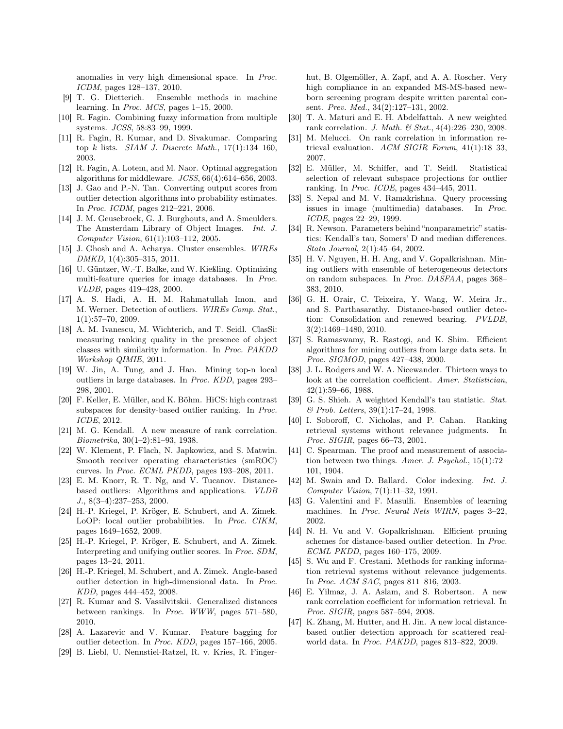anomalies in very high dimensional space. In *Proc. ICDM*, pages 128–137, 2010.

[9] T. G. Dietterich. Ensemble methods in machine learning. In *Proc. MCS*, pages 1–15, 2000.

[10] R. Fagin. Combining fuzzy information from multiple systems. *JCSS*, 58:83–99, 1999.

[11] R. Fagin, R. Kumar, and D. Sivakumar. Comparing top $k$ lists. *SIAM J. Discrete Math.*, 17(1):134–160, 2003.

[12] R. Fagin, A. Lotem, and M. Naor. Optimal aggregation algorithms for middleware. *JCSS*, 66(4):614–656, 2003.

[13] J. Gao and P.-N. Tan. Converting output scores from outlier detection algorithms into probability estimates. In *Proc. ICDM*, pages 212–221, 2006.

[14] J. M. Geusebroek, G. J. Burghouts, and A. Smeulders. The Amsterdam Library of Object Images. *Int. J. Computer Vision*, 61(1):103–112, 2005.

[15] J. Ghosh and A. Acharya. Cluster ensembles. *WIREs DMKD*, 1(4):305–315, 2011.

[16] U. Güntzer, W.-T. Balke, and W. Kießling. Optimizing multi-feature queries for image databases. In *Proc. VLDB*, pages 419–428, 2000.

[17] A. S. Hadi, A. H. M. Rahmatullah Imon, and M. Werner. Detection of outliers. *WIREs Comp. Stat.*, 1(1):57–70, 2009.

[18] A. M. Ivanescu, M. Wichterich, and T. Seidl. ClasSi: measuring ranking quality in the presence of object classes with similarity information. In *Proc. PAKDD Workshop QIMIE*, 2011.

[19] W. Jin, A. Tung, and J. Han. Mining top-n local outliers in large databases. In *Proc. KDD*, pages 293–298, 2001.

[20] F. Keller, E. Müller, and K. Böhm. HiCS: high contrast subspaces for density-based outlier ranking. In *Proc. ICDE*, 2012.

[21] M. G. Kendall. A new measure of rank correlation. *Biometrika*, 30(1–2):81–93, 1938.

[22] W. Klement, P. Flach, N. Japkowicz, and S. Matwin. Smooth receiver operating characteristics (smROC) curves. In *Proc. ECML PKDD*, pages 193–208, 2011.

[23] E. M. Knorr, R. T. Ng, and V. Tucanov. Distance-based outliers: Algorithms and applications. *VLDB J.*, 8(3–4):237–253, 2000.

[24] H.-P. Kriegel, P. Kröger, E. Schubert, and A. Zimek. LoOP: local outlier probabilities. In *Proc. CIKM*, pages 1649–1652, 2009.

[25] H.-P. Kriegel, P. Kröger, E. Schubert, and A. Zimek. Interpreting and unifying outlier scores. In *Proc. SDM*, pages 13–24, 2011.

[26] H.-P. Kriegel, M. Schubert, and A. Zimek. Angle-based outlier detection in high-dimensional data. In *Proc. KDD*, pages 444–452, 2008.

[27] R. Kumar and S. Vassilvitskii. Generalized distances between rankings. In *Proc. WWW*, pages 571–580, 2010.

[28] A. Lazarevic and V. Kumar. Feature bagging for outlier detection. In *Proc. KDD*, pages 157–166, 2005.

[29] B. Liebl, U. Nennstiel-Ratzel, R. v. Kries, R. Fingerhut, B. Olgemöller, A. Zapf, and A. A. Roscher. Very high compliance in an expanded MS-MS-based newborn screening program despite written parental consent. *Prev. Med.*, 34(2):127–131, 2002.

[30] T. A. Maturi and E. H. Abdelfattah. A new weighted rank correlation. *J. Math. & Stat.*, 4(4):226–230, 2008.

[31] M. Melucci. On rank correlation in information retrieval evaluation. *ACM SIGIR Forum*, 41(1):18–33, 2007.

[32] E. Müller, M. Schiffer, and T. Seidl. Statistical selection of relevant subspace projections for outlier ranking. In *Proc. ICDE*, pages 434–445, 2011.

[33] S. Nepal and M. V. Ramakrishna. Query processing issues in image (multimedia) databases. In *Proc. ICDE*, pages 22–29, 1999.

[34] R. Newson. Parameters behind "nonparametric" statistics: Kendall's tau, Somers' D and median differences. *Stata Journal*, 2(1):45–64, 2002.

[35] H. V. Nguyen, H. H. Ang, and V. Gopalkrishnan. Mining outliers with ensemble of heterogeneous detectors on random subspaces. In *Proc. DASFAA*, pages 368–383, 2010.

[36] G. H. Orair, C. Teixeira, Y. Wang, W. Meira Jr., and S. Parthasarathy. Distance-based outlier detection: Consolidation and renewed bearing. *PVLDB*, 3(2):1469–1480, 2010.

[37] S. Ramaswamy, R. Rastogi, and K. Shim. Efficient algorithms for mining outliers from large data sets. In *Proc. SIGMOD*, pages 427–438, 2000.

[38] J. L. Rodgers and W. A. Nicewander. Thirteen ways to look at the correlation coefficient. *Amer. Statistician*, 42(1):59–66, 1988.

[39] G. S. Shieh. A weighted Kendall's tau statistic. *Stat. & Prob. Letters*, 39(1):17–24, 1998.

[40] I. Soboroff, C. Nicholas, and P. Cahan. Ranking retrieval systems without relevance judgments. In *Proc. SIGIR*, pages 66–73, 2001.

[41] C. Spearman. The proof and measurement of association between two things. *Amer. J. Psychol.*, 15(1):72–101, 1904.

[42] M. Swain and D. Ballard. Color indexing. *Int. J. Computer Vision*, 7(1):11–32, 1991.

[43] G. Valentini and F. Masulli. Ensembles of learning machines. In *Proc. Neural Nets WIRN*, pages 3–22, 2002.

[44] N. H. Vu and V. Gopalkrishnan. Efficient pruning schemes for distance-based outlier detection. In *Proc. ECML PKDD*, pages 160–175, 2009.

[45] S. Wu and F. Crestani. Methods for ranking information retrieval systems without relevance judgements. In *Proc. ACM SAC*, pages 811–816, 2003.

[46] E. Yilmaz, J. A. Aslam, and S. Robertson. A new rank correlation coefficient for information retrieval. In *Proc. SIGIR*, pages 587–594, 2008.

[47] K. Zhang, M. Hutter, and H. Jin. A new local distance-based outlier detection approach for scattered real-world data. In *Proc. PAKDD*, pages 813–822, 2009.